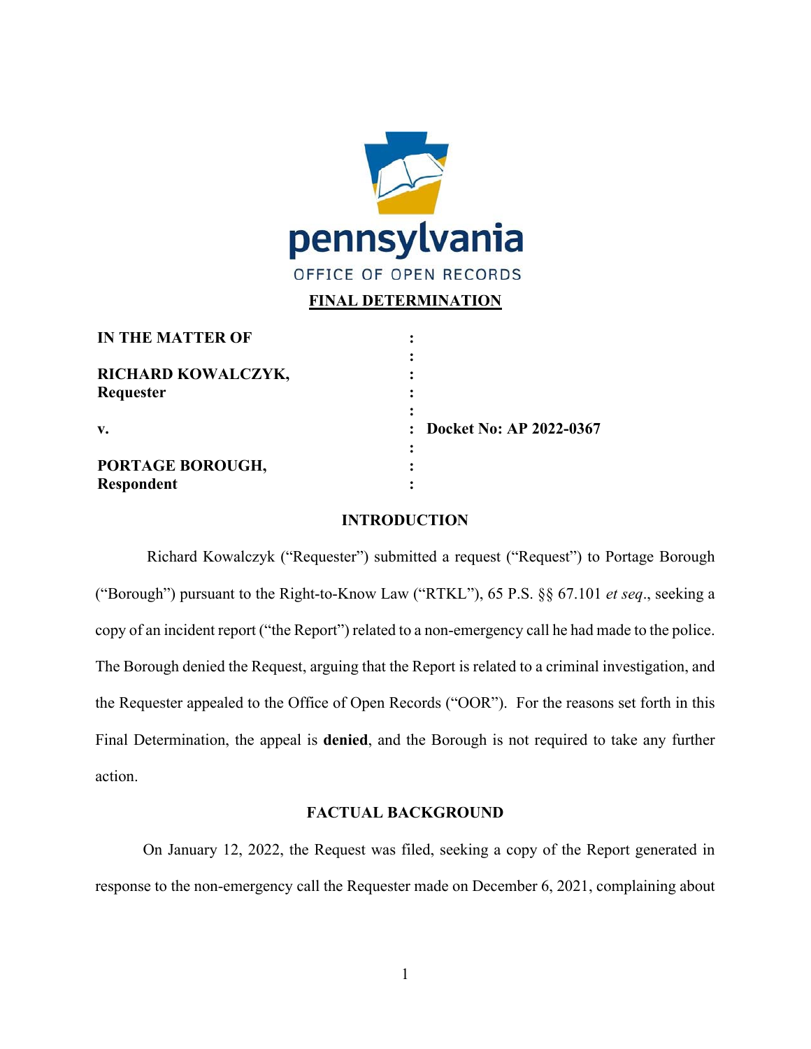pennsylvania

OFFICE OF OPEN RECORDS

**FINAL DETERMINATION**

| | | |
|---|---|---|
| **IN THE MATTER OF** | : | |
| | : | |
| **RICHARD KOWALCZYK,** | : | |
| **Requester** | : | |
| | : | |
| **v.** | : | **Docket No: AP 2022-0367** |
| | : | |
| **PORTAGE BOROUGH,** | : | |
| **Respondent** | : | |

## INTRODUCTION

Richard Kowalczyk ("Requester") submitted a request ("Request") to Portage Borough ("Borough") pursuant to the Right-to-Know Law ("RTKL"), 65 P.S. §§ 67.101 *et seq*., seeking a copy of an incident report ("the Report") related to a non-emergency call he had made to the police. The Borough denied the Request, arguing that the Report is related to a criminal investigation, and the Requester appealed to the Office of Open Records ("OOR"). For the reasons set forth in this Final Determination, the appeal is **denied**, and the Borough is not required to take any further action.

## FACTUAL BACKGROUND

On January 12, 2022, the Request was filed, seeking a copy of the Report generated in response to the non-emergency call the Requester made on December 6, 2021, complaining about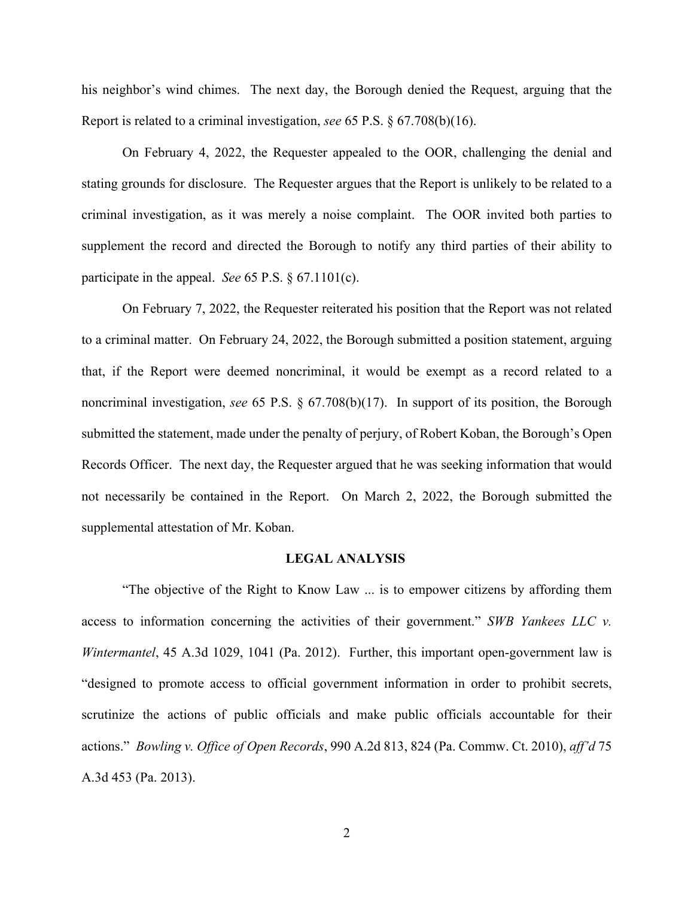his neighbor's wind chimes. The next day, the Borough denied the Request, arguing that the Report is related to a criminal investigation, *see* 65 P.S. § 67.708(b)(16).

On February 4, 2022, the Requester appealed to the OOR, challenging the denial and stating grounds for disclosure. The Requester argues that the Report is unlikely to be related to a criminal investigation, as it was merely a noise complaint. The OOR invited both parties to supplement the record and directed the Borough to notify any third parties of their ability to participate in the appeal. *See* 65 P.S. § 67.1101(c).

On February 7, 2022, the Requester reiterated his position that the Report was not related to a criminal matter. On February 24, 2022, the Borough submitted a position statement, arguing that, if the Report were deemed noncriminal, it would be exempt as a record related to a noncriminal investigation, *see* 65 P.S. § 67.708(b)(17). In support of its position, the Borough submitted the statement, made under the penalty of perjury, of Robert Koban, the Borough's Open Records Officer. The next day, the Requester argued that he was seeking information that would not necessarily be contained in the Report. On March 2, 2022, the Borough submitted the supplemental attestation of Mr. Koban.

## LEGAL ANALYSIS

"The objective of the Right to Know Law ... is to empower citizens by affording them access to information concerning the activities of their government." *SWB Yankees LLC v. Wintermantel*, 45 A.3d 1029, 1041 (Pa. 2012). Further, this important open-government law is "designed to promote access to official government information in order to prohibit secrets, scrutinize the actions of public officials and make public officials accountable for their actions." *Bowling v. Office of Open Records*, 990 A.2d 813, 824 (Pa. Commw. Ct. 2010), *aff'd* 75 A.3d 453 (Pa. 2013).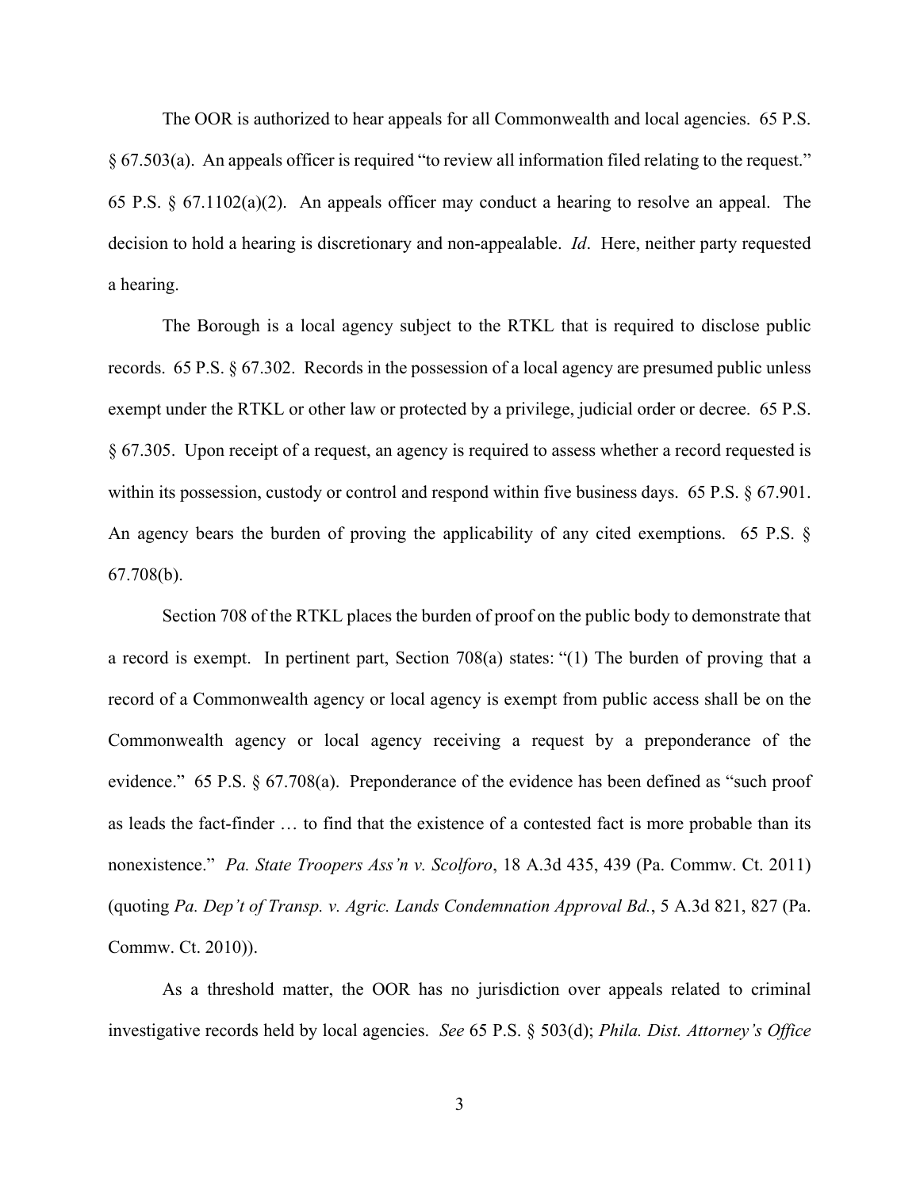The OOR is authorized to hear appeals for all Commonwealth and local agencies. 65 P.S. § 67.503(a). An appeals officer is required "to review all information filed relating to the request." 65 P.S. § 67.1102(a)(2). An appeals officer may conduct a hearing to resolve an appeal. The decision to hold a hearing is discretionary and non-appealable. *Id*. Here, neither party requested a hearing.

The Borough is a local agency subject to the RTKL that is required to disclose public records. 65 P.S. § 67.302. Records in the possession of a local agency are presumed public unless exempt under the RTKL or other law or protected by a privilege, judicial order or decree. 65 P.S. § 67.305. Upon receipt of a request, an agency is required to assess whether a record requested is within its possession, custody or control and respond within five business days. 65 P.S. § 67.901. An agency bears the burden of proving the applicability of any cited exemptions. 65 P.S. § 67.708(b).

Section 708 of the RTKL places the burden of proof on the public body to demonstrate that a record is exempt. In pertinent part, Section 708(a) states: "(1) The burden of proving that a record of a Commonwealth agency or local agency is exempt from public access shall be on the Commonwealth agency or local agency receiving a request by a preponderance of the evidence." 65 P.S. § 67.708(a). Preponderance of the evidence has been defined as "such proof as leads the fact-finder … to find that the existence of a contested fact is more probable than its nonexistence." *Pa. State Troopers Ass'n v. Scolforo*, 18 A.3d 435, 439 (Pa. Commw. Ct. 2011) (quoting *Pa. Dep't of Transp. v. Agric. Lands Condemnation Approval Bd.*, 5 A.3d 821, 827 (Pa. Commw. Ct. 2010)).

As a threshold matter, the OOR has no jurisdiction over appeals related to criminal investigative records held by local agencies. *See* 65 P.S. § 503(d); *Phila. Dist. Attorney's Office*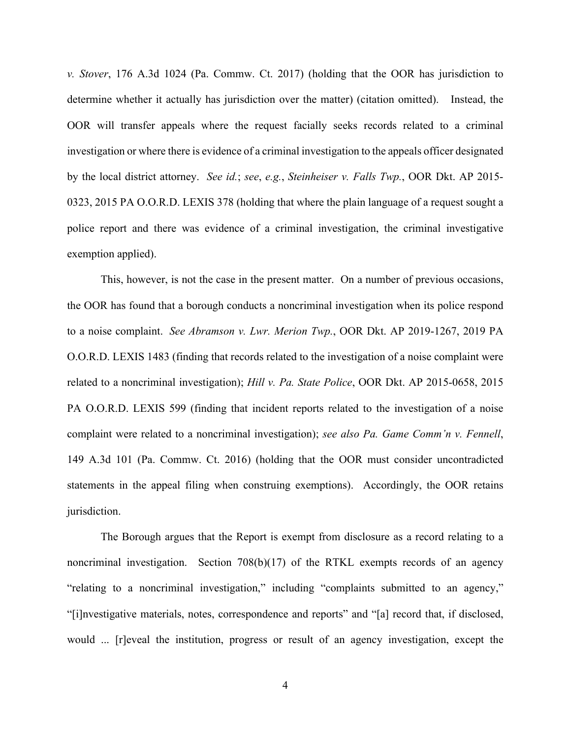*v. Stover*, 176 A.3d 1024 (Pa. Commw. Ct. 2017) (holding that the OOR has jurisdiction to determine whether it actually has jurisdiction over the matter) (citation omitted). Instead, the OOR will transfer appeals where the request facially seeks records related to a criminal investigation or where there is evidence of a criminal investigation to the appeals officer designated by the local district attorney. *See id.*; *see*, *e.g.*, *Steinheiser v. Falls Twp.*, OOR Dkt. AP 2015-0323, 2015 PA O.O.R.D. LEXIS 378 (holding that where the plain language of a request sought a police report and there was evidence of a criminal investigation, the criminal investigative exemption applied).

This, however, is not the case in the present matter. On a number of previous occasions, the OOR has found that a borough conducts a noncriminal investigation when its police respond to a noise complaint. *See Abramson v. Lwr. Merion Twp.*, OOR Dkt. AP 2019-1267, 2019 PA O.O.R.D. LEXIS 1483 (finding that records related to the investigation of a noise complaint were related to a noncriminal investigation); *Hill v. Pa. State Police*, OOR Dkt. AP 2015-0658, 2015 PA O.O.R.D. LEXIS 599 (finding that incident reports related to the investigation of a noise complaint were related to a noncriminal investigation); *see also Pa. Game Comm'n v. Fennell*, 149 A.3d 101 (Pa. Commw. Ct. 2016) (holding that the OOR must consider uncontradicted statements in the appeal filing when construing exemptions). Accordingly, the OOR retains jurisdiction.

The Borough argues that the Report is exempt from disclosure as a record relating to a noncriminal investigation. Section 708(b)(17) of the RTKL exempts records of an agency "relating to a noncriminal investigation," including "complaints submitted to an agency," "[i]nvestigative materials, notes, correspondence and reports" and "[a] record that, if disclosed, would ... [r]eveal the institution, progress or result of an agency investigation, except the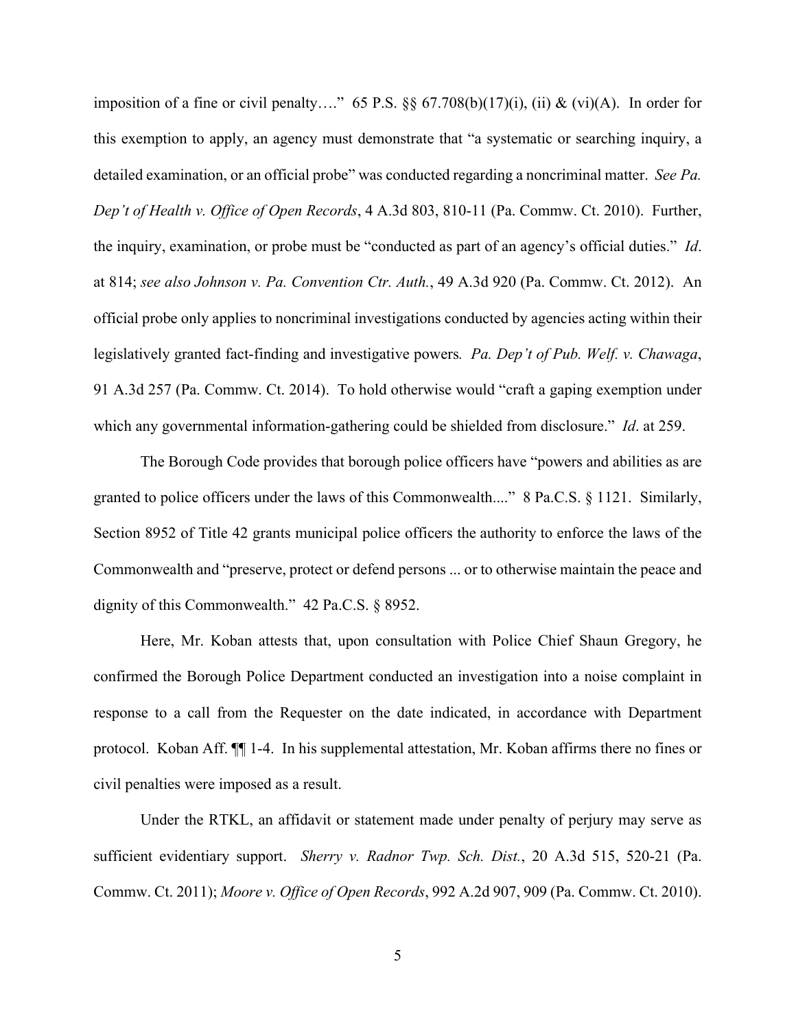imposition of a fine or civil penalty…." 65 P.S. §§ 67.708(b)(17)(i), (ii) & (vi)(A). In order for this exemption to apply, an agency must demonstrate that "a systematic or searching inquiry, a detailed examination, or an official probe" was conducted regarding a noncriminal matter. *See Pa. Dep't of Health v. Office of Open Records*, 4 A.3d 803, 810-11 (Pa. Commw. Ct. 2010). Further, the inquiry, examination, or probe must be "conducted as part of an agency's official duties." *Id*. at 814; *see also Johnson v. Pa. Convention Ctr. Auth.*, 49 A.3d 920 (Pa. Commw. Ct. 2012). An official probe only applies to noncriminal investigations conducted by agencies acting within their legislatively granted fact-finding and investigative powers*. Pa. Dep't of Pub. Welf. v. Chawaga*, 91 A.3d 257 (Pa. Commw. Ct. 2014). To hold otherwise would "craft a gaping exemption under which any governmental information-gathering could be shielded from disclosure." *Id*. at 259.

The Borough Code provides that borough police officers have "powers and abilities as are granted to police officers under the laws of this Commonwealth...." 8 Pa.C.S. § 1121. Similarly, Section 8952 of Title 42 grants municipal police officers the authority to enforce the laws of the Commonwealth and "preserve, protect or defend persons ... or to otherwise maintain the peace and dignity of this Commonwealth." 42 Pa.C.S. § 8952.

Here, Mr. Koban attests that, upon consultation with Police Chief Shaun Gregory, he confirmed the Borough Police Department conducted an investigation into a noise complaint in response to a call from the Requester on the date indicated, in accordance with Department protocol. Koban Aff. ¶¶ 1-4. In his supplemental attestation, Mr. Koban affirms there no fines or civil penalties were imposed as a result.

Under the RTKL, an affidavit or statement made under penalty of perjury may serve as sufficient evidentiary support. *Sherry v. Radnor Twp. Sch. Dist.*, 20 A.3d 515, 520-21 (Pa. Commw. Ct. 2011); *Moore v. Office of Open Records*, 992 A.2d 907, 909 (Pa. Commw. Ct. 2010).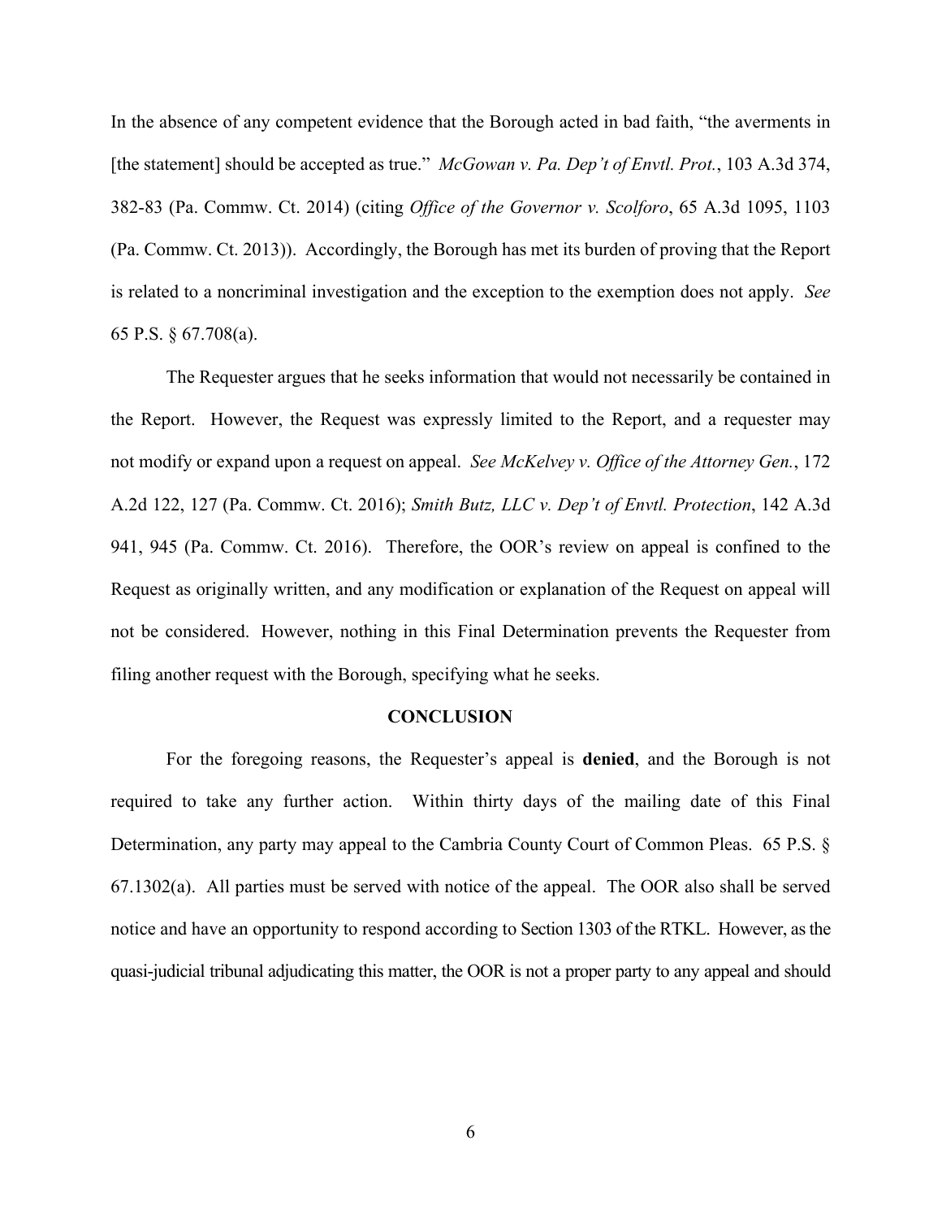In the absence of any competent evidence that the Borough acted in bad faith, "the averments in [the statement] should be accepted as true." *McGowan v. Pa. Dep't of Envtl. Prot.*, 103 A.3d 374, 382-83 (Pa. Commw. Ct. 2014) (citing *Office of the Governor v. Scolforo*, 65 A.3d 1095, 1103 (Pa. Commw. Ct. 2013)). Accordingly, the Borough has met its burden of proving that the Report is related to a noncriminal investigation and the exception to the exemption does not apply. *See* 65 P.S. § 67.708(a).

The Requester argues that he seeks information that would not necessarily be contained in the Report. However, the Request was expressly limited to the Report, and a requester may not modify or expand upon a request on appeal. *See McKelvey v. Office of the Attorney Gen.*, 172 A.2d 122, 127 (Pa. Commw. Ct. 2016); *Smith Butz, LLC v. Dep't of Envtl. Protection*, 142 A.3d 941, 945 (Pa. Commw. Ct. 2016). Therefore, the OOR's review on appeal is confined to the Request as originally written, and any modification or explanation of the Request on appeal will not be considered. However, nothing in this Final Determination prevents the Requester from filing another request with the Borough, specifying what he seeks.

## CONCLUSION

For the foregoing reasons, the Requester's appeal is **denied**, and the Borough is not required to take any further action. Within thirty days of the mailing date of this Final Determination, any party may appeal to the Cambria County Court of Common Pleas. 65 P.S. § 67.1302(a). All parties must be served with notice of the appeal. The OOR also shall be served notice and have an opportunity to respond according to Section 1303 of the RTKL. However, as the quasi-judicial tribunal adjudicating this matter, the OOR is not a proper party to any appeal and should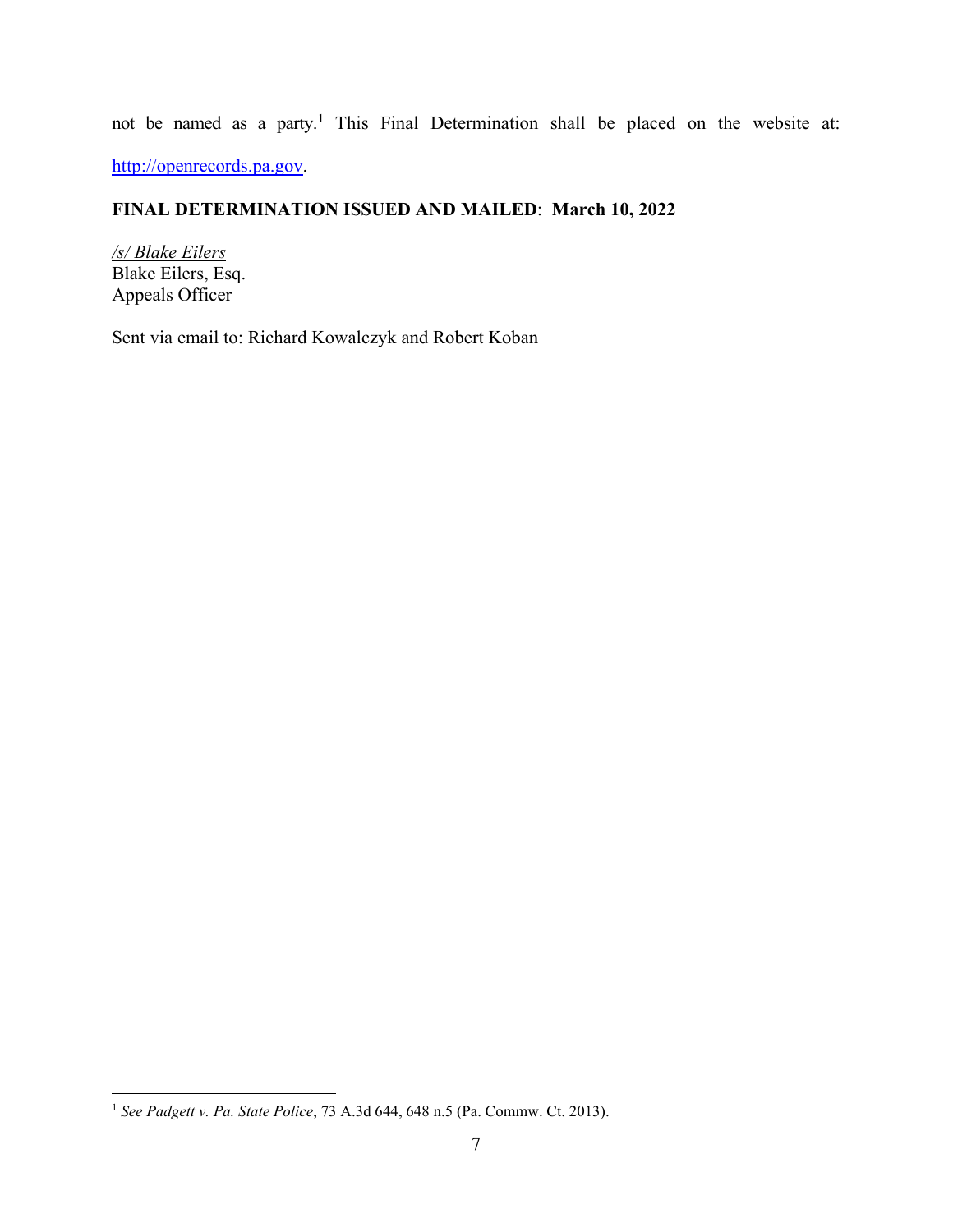not be named as a party.[1] This Final Determination shall be placed on the website at: http://openrecords.pa.gov.

**FINAL DETERMINATION ISSUED AND MAILED**: **March 10, 2022**

*/s/ Blake Eilers*
Blake Eilers, Esq.
Appeals Officer

Sent via email to: Richard Kowalczyk and Robert Koban

---

[1] *See Padgett v. Pa. State Police*, 73 A.3d 644, 648 n.5 (Pa. Commw. Ct. 2013).